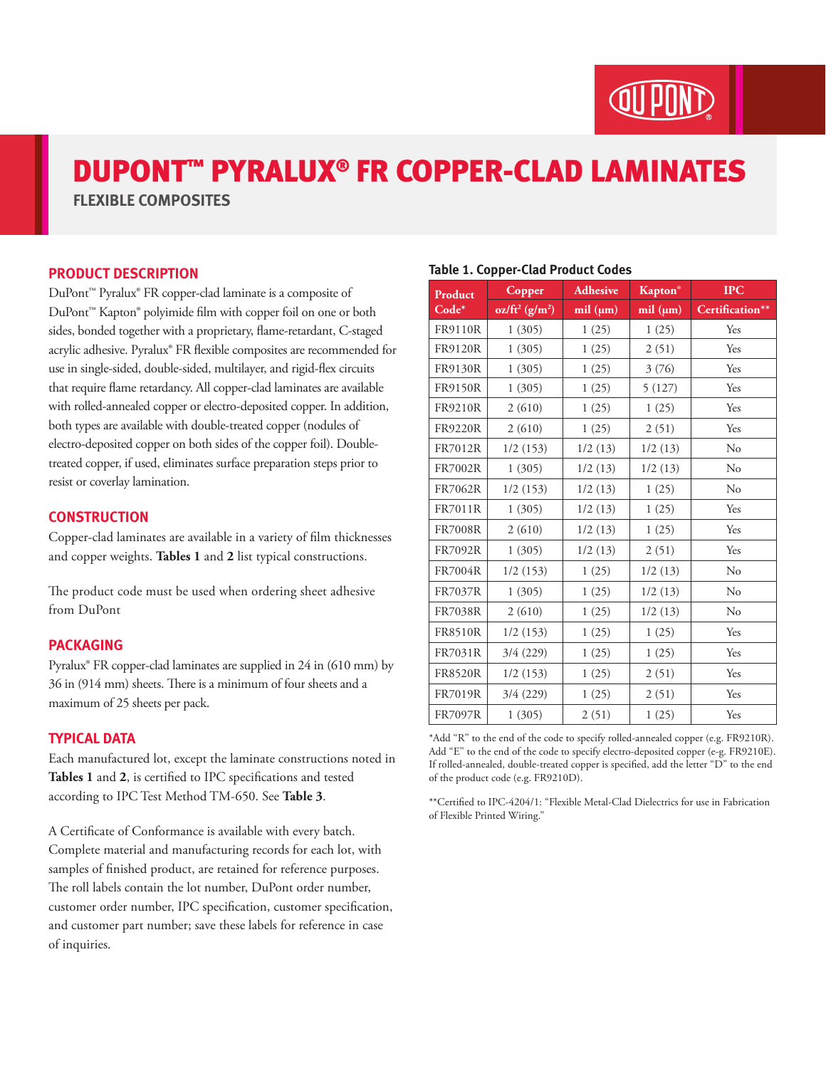# DUPONT™ PYRALUX® FR COPPER-CLAD LAMINATES

## FLEXIBLE COMPOSITES

### PRODUCT DESCRIPTION

DuPont™ Pyralux® FR copper-clad laminate is a composite of DuPont™ Kapton® polyimide film with copper foil on one or both sides, bonded together with a proprietary, flame-retardant, C-staged acrylic adhesive. Pyralux® FR flexible composites are recommended for use in single-sided, double-sided, multilayer, and rigid-flex circuits that require flame retardancy. All copper-clad laminates are available with rolled-annealed copper or electro-deposited copper. In addition, both types are available with double-treated copper (nodules of electro-deposited copper on both sides of the copper foil). Double-treated copper, if used, eliminates surface preparation steps prior to resist or coverlay lamination.

### CONSTRUCTION

Copper-clad laminates are available in a variety of film thicknesses and copper weights. **Tables 1** and **2** list typical constructions.

The product code must be used when ordering sheet adhesive from DuPont

### PACKAGING

Pyralux® FR copper-clad laminates are supplied in 24 in (610 mm) by 36 in (914 mm) sheets. There is a minimum of four sheets and a maximum of 25 sheets per pack.

### TYPICAL DATA

Each manufactured lot, except the laminate constructions noted in **Tables 1** and **2**, is certified to IPC specifications and tested according to IPC Test Method TM-650. See **Table 3**.

A Certificate of Conformance is available with every batch. Complete material and manufacturing records for each lot, with samples of finished product, are retained for reference purposes. The roll labels contain the lot number, DuPont order number, customer order number, IPC specification, customer specification, and customer part number; save these labels for reference in case of inquiries.

**Table 1. Copper-Clad Product Codes**

| Product Code* | Copper oz/ft² (g/m²) | Adhesive mil (µm) | Kapton® mil (µm) | IPC Certification** |
|---|---|---|---|---|
| FR9110R | 1 (305) | 1 (25) | 1 (25) | Yes |
| FR9120R | 1 (305) | 1 (25) | 2 (51) | Yes |
| FR9130R | 1 (305) | 1 (25) | 3 (76) | Yes |
| FR9150R | 1 (305) | 1 (25) | 5 (127) | Yes |
| FR9210R | 2 (610) | 1 (25) | 1 (25) | Yes |
| FR9220R | 2 (610) | 1 (25) | 2 (51) | Yes |
| FR7012R | 1/2 (153) | 1/2 (13) | 1/2 (13) | No |
| FR7002R | 1 (305) | 1/2 (13) | 1/2 (13) | No |
| FR7062R | 1/2 (153) | 1/2 (13) | 1 (25) | No |
| FR7011R | 1 (305) | 1/2 (13) | 1 (25) | Yes |
| FR7008R | 2 (610) | 1/2 (13) | 1 (25) | Yes |
| FR7092R | 1 (305) | 1/2 (13) | 2 (51) | Yes |
| FR7004R | 1/2 (153) | 1 (25) | 1/2 (13) | No |
| FR7037R | 1 (305) | 1 (25) | 1/2 (13) | No |
| FR7038R | 2 (610) | 1 (25) | 1/2 (13) | No |
| FR8510R | 1/2 (153) | 1 (25) | 1 (25) | Yes |
| FR7031R | 3/4 (229) | 1 (25) | 1 (25) | Yes |
| FR8520R | 1/2 (153) | 1 (25) | 2 (51) | Yes |
| FR7019R | 3/4 (229) | 1 (25) | 2 (51) | Yes |
| FR7097R | 1 (305) | 2 (51) | 1 (25) | Yes |

*Add "R" to the end of the code to specify rolled-annealed copper (e.g. FR9210R). Add "E" to the end of the code to specify electro-deposited copper (e-g. FR9210E). If rolled-annealed, double-treated copper is specified, add the letter "D" to the end of the product code (e.g. FR9210D).

**Certified to IPC-4204/1: "Flexible Metal-Clad Dielectrics for use in Fabrication of Flexible Printed Wiring."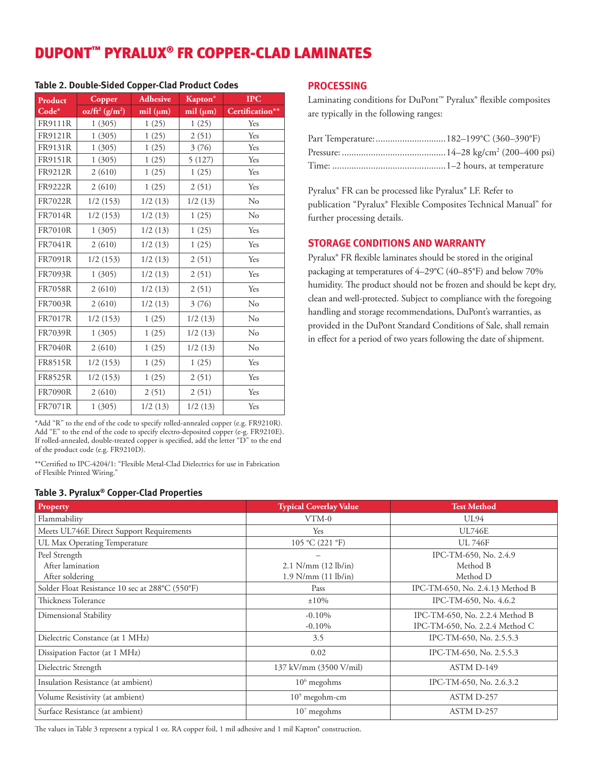# DUPONT™ PYRALUX® FR COPPER-CLAD LAMINATES

### Table 2. Double-Sided Copper-Clad Product Codes

| Product Code* | Copper oz/ft² (g/m²) | Adhesive mil (µm) | Kapton® mil (µm) | IPC Certification** |
|---|---|---|---|---|
| FR9111R | 1 (305) | 1 (25) | 1 (25) | Yes |
| FR9121R | 1 (305) | 1 (25) | 2 (51) | Yes |
| FR9131R | 1 (305) | 1 (25) | 3 (76) | Yes |
| FR9151R | 1 (305) | 1 (25) | 5 (127) | Yes |
| FR9212R | 2 (610) | 1 (25) | 1 (25) | Yes |
| FR9222R | 2 (610) | 1 (25) | 2 (51) | Yes |
| FR7022R | 1/2 (153) | 1/2 (13) | 1/2 (13) | No |
| FR7014R | 1/2 (153) | 1/2 (13) | 1 (25) | No |
| FR7010R | 1 (305) | 1/2 (13) | 1 (25) | Yes |
| FR7041R | 2 (610) | 1/2 (13) | 1 (25) | Yes |
| FR7091R | 1/2 (153) | 1/2 (13) | 2 (51) | Yes |
| FR7093R | 1 (305) | 1/2 (13) | 2 (51) | Yes |
| FR7058R | 2 (610) | 1/2 (13) | 2 (51) | Yes |
| FR7003R | 2 (610) | 1/2 (13) | 3 (76) | No |
| FR7017R | 1/2 (153) | 1 (25) | 1/2 (13) | No |
| FR7039R | 1 (305) | 1 (25) | 1/2 (13) | No |
| FR7040R | 2 (610) | 1 (25) | 1/2 (13) | No |
| FR8515R | 1/2 (153) | 1 (25) | 1 (25) | Yes |
| FR8525R | 1/2 (153) | 1 (25) | 2 (51) | Yes |
| FR7090R | 2 (610) | 2 (51) | 2 (51) | Yes |
| FR7071R | 1 (305) | 1/2 (13) | 1/2 (13) | Yes |

*Add "R" to the end of the code to specify rolled-annealed copper (e.g. FR9210R). Add "E" to the end of the code to specify electro-deposited copper (e-g. FR9210E). If rolled-annealed, double-treated copper is specified, add the letter "D" to the end of the product code (e.g. FR9210D).

**Certified to IPC-4204/1: "Flexible Metal-Clad Dielectrics for use in Fabrication of Flexible Printed Wiring."

## PROCESSING

Laminating conditions for DuPont™ Pyralux® flexible composites are typically in the following ranges:

Part Temperature: ............................ 182–199°C (360–390°F)
Pressure: .......................................... 14–28 kg/cm² (200–400 psi)
Time: ............................................... 1–2 hours, at temperature

Pyralux® FR can be processed like Pyralux® LF. Refer to publication "Pyralux® Flexible Composites Technical Manual" for further processing details.

## STORAGE CONDITIONS AND WARRANTY

Pyralux® FR flexible laminates should be stored in the original packaging at temperatures of 4–29°C (40–85°F) and below 70% humidity. The product should not be frozen and should be kept dry, clean and well-protected. Subject to compliance with the foregoing handling and storage recommendations, DuPont's warranties, as provided in the DuPont Standard Conditions of Sale, shall remain in effect for a period of two years following the date of shipment.

### Table 3. Pyralux® Copper-Clad Properties

| Property | Typical Coverlay Value | Test Method |
|---|---|---|
| Flammability | VTM-0 | UL94 |
| Meets UL746E Direct Support Requirements | Yes | UL746E |
| UL Max Operating Temperature | 105 °C (221 °F) | UL 746F |
| Peel Strength | – | IPC-TM-650, No. 2.4.9 |
| After lamination | 2.1 N/mm (12 lb/in) | Method B |
| After soldering | 1.9 N/mm (11 lb/in) | Method D |
| Solder Float Resistance 10 sec at 288°C (550°F) | Pass | IPC-TM-650, No. 2.4.13 Method B |
| Thickness Tolerance | ±10% | IPC-TM-650, No. 4.6.2 |
| Dimensional Stability | -0.10%<br>-0.10% | IPC-TM-650, No. 2.2.4 Method B<br>IPC-TM-650, No. 2.2.4 Method C |
| Dielectric Constance (at 1 MHz) | 3.5 | IPC-TM-650, No. 2.5.5.3 |
| Dissipation Factor (at 1 MHz) | 0.02 | IPC-TM-650, No. 2.5.5.3 |
| Dielectric Strength | 137 kV/mm (3500 V/mil) | ASTM D-149 |
| Insulation Resistance (at ambient) | $10^6$ megohms | IPC-TM-650, No. 2.6.3.2 |
| Volume Resistivity (at ambient) | $10^9$ megohm-cm | ASTM D-257 |
| Surface Resistance (at ambient) | $10^7$ megohms | ASTM D-257 |

The values in Table 3 represent a typical 1 oz. RA copper foil, 1 mil adhesive and 1 mil Kapton® construction.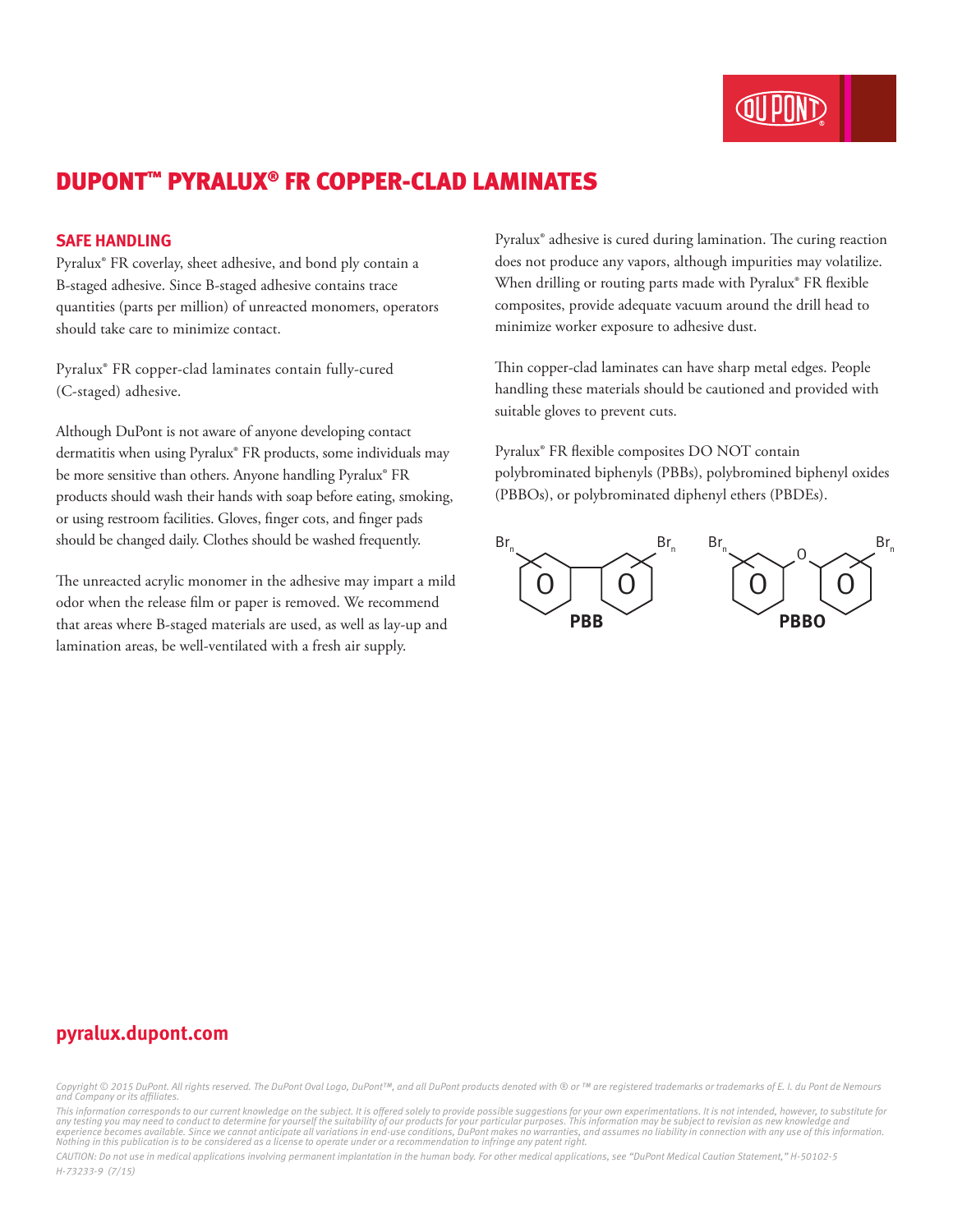# DUPONT™ PYRALUX® FR COPPER-CLAD LAMINATES

## SAFE HANDLING

Pyralux® FR coverlay, sheet adhesive, and bond ply contain a B-staged adhesive. Since B-staged adhesive contains trace quantities (parts per million) of unreacted monomers, operators should take care to minimize contact.

Pyralux® FR copper-clad laminates contain fully-cured (C-staged) adhesive.

Although DuPont is not aware of anyone developing contact dermatitis when using Pyralux® FR products, some individuals may be more sensitive than others. Anyone handling Pyralux® FR products should wash their hands with soap before eating, smoking, or using restroom facilities. Gloves, finger cots, and finger pads should be changed daily. Clothes should be washed frequently.

The unreacted acrylic monomer in the adhesive may impart a mild odor when the release film or paper is removed. We recommend that areas where B-staged materials are used, as well as lay-up and lamination areas, be well-ventilated with a fresh air supply.

Pyralux® adhesive is cured during lamination. The curing reaction does not produce any vapors, although impurities may volatilize. When drilling or routing parts made with Pyralux® FR flexible composites, provide adequate vacuum around the drill head to minimize worker exposure to adhesive dust.

Thin copper-clad laminates can have sharp metal edges. People handling these materials should be cautioned and provided with suitable gloves to prevent cuts.

Pyralux® FR flexible composites DO NOT contain polybrominated biphenyls (PBBs), polybromined biphenyl oxides (PBBOs), or polybrominated diphenyl ethers (PBDEs).

$Br_n$ $Br_n$
**PBB**

$Br_n$ O $Br_n$
**PBBO**

**pyralux.dupont.com**

*Copyright © 2015 DuPont. All rights reserved. The DuPont Oval Logo, DuPont™, and all DuPont products denoted with ® or ™ are registered trademarks or trademarks of E. I. du Pont de Nemours and Company or its affiliates.*

*This information corresponds to our current knowledge on the subject. It is offered solely to provide possible suggestions for your own experimentations. It is not intended, however, to substitute for any testing you may need to conduct to determine for yourself the suitability of our products for your particular purposes. This information may be subject to revision as new knowledge and experience becomes available. Since we cannot anticipate all variations in end-use conditions, DuPont makes no warranties, and assumes no liability in connection with any use of this information. Nothing in this publication is to be considered as a license to operate under or a recommendation to infringe any patent right.*

*CAUTION: Do not use in medical applications involving permanent implantation in the human body. For other medical applications, see "DuPont Medical Caution Statement," H-50102-5*

*H-73233-9 (7/15)*